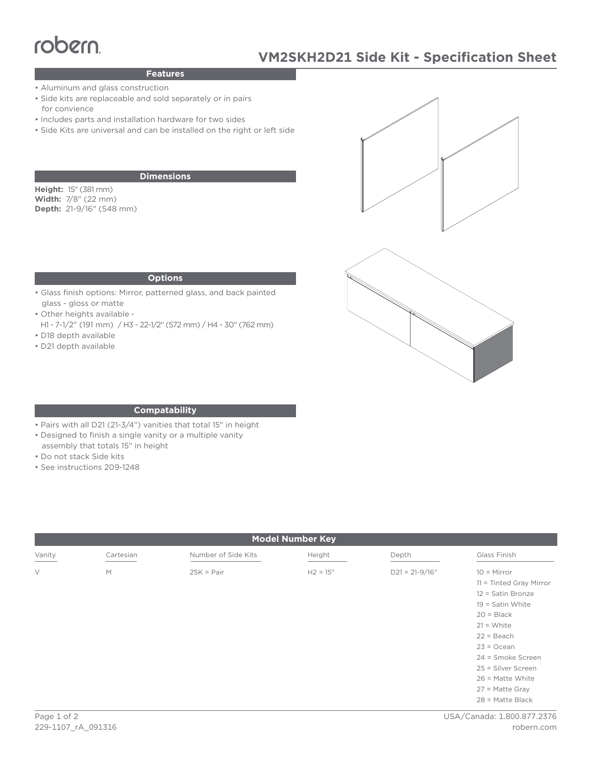robern

# VM2SKH2D21 Side Kit - Specification Sheet

## Features

- Aluminum and glass construction
- Side kits are replaceable and sold separately or in pairs for convience
- Includes parts and installation hardware for two sides
- Side Kits are universal and can be installed on the right or left side

## Dimensions

**Height:** 15" (381 mm)
**Width:** 7/8" (22 mm)
**Depth:** 21-9/16" (548 mm)

## Options

- Glass finish options: Mirror, patterned glass, and back painted glass - gloss or matte
- Other heights available - H1 - 7-1/2" (191 mm) / H3 - 22-1/2" (572 mm) / H4 - 30" (762 mm)
- D18 depth available
- D21 depth available

## Compatability

- Pairs with all D21 (21-3/4") vanities that total 15" in height
- Designed to finish a single vanity or a multiple vanity assembly that totals 15" in height
- Do not stack Side kits
- See instructions 209-1248

## Model Number Key

| Vanity | Cartesian | Number of Side Kits | Height | Depth | Glass Finish |
|---|---|---|---|---|---|
| V | M | 2SK = Pair | H2 = 15" | D21 = 21-9/16" | 10 = Mirror |
| | | | | | 11 = Tinted Gray Mirror |
| | | | | | 12 = Satin Bronze |
| | | | | | 19 = Satin White |
| | | | | | 20 = Black |
| | | | | | 21 = White |
| | | | | | 22 = Beach |
| | | | | | 23 = Ocean |
| | | | | | 24 = Smoke Screen |
| | | | | | 25 = Silver Screen |
| | | | | | 26 = Matte White |
| | | | | | 27 = Matte Gray |
| | | | | | 28 = Matte Black |

229-1107_rA_091316

USA/Canada: 1.800.877.2376
robern.com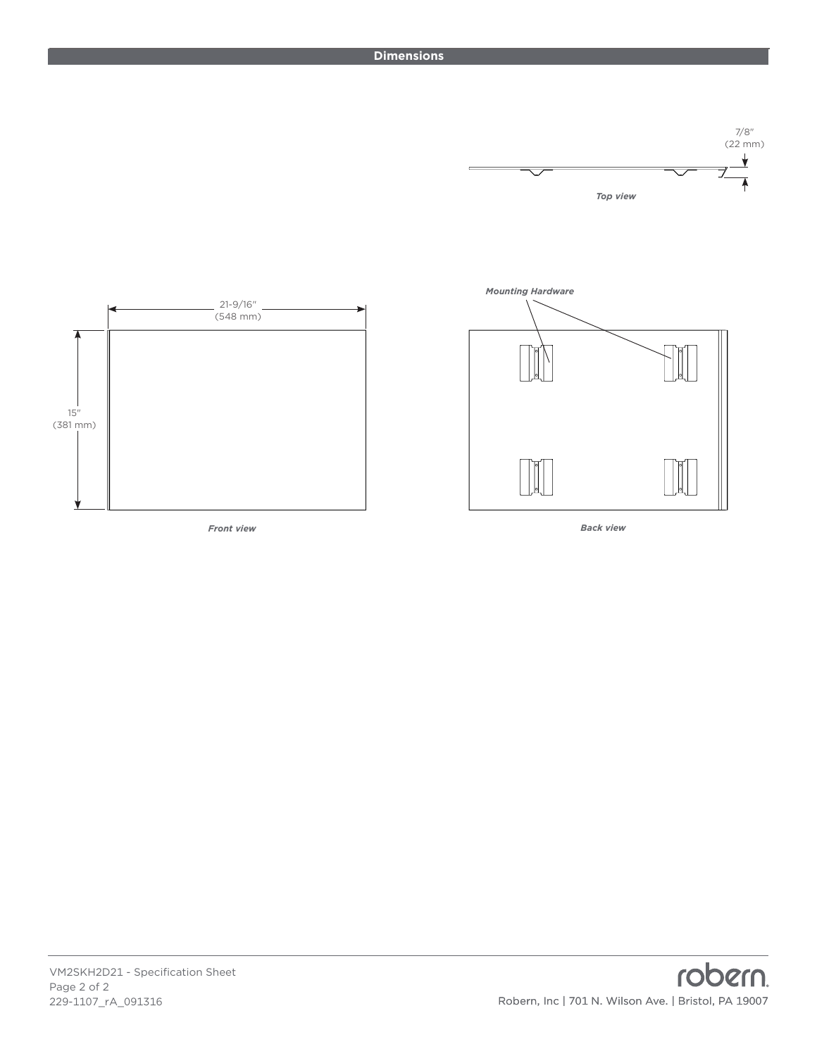## Dimensions

7/8″
(22 mm)

*Top view*

21-9/16″
(548 mm)

15″
(381 mm)

*Front view*

*Mounting Hardware*

*Back view*

VM2SKH2D21 - Specification Sheet

229-1107_rA_091316

robern

Robern, Inc | 701 N. Wilson Ave. | Bristol, PA 19007